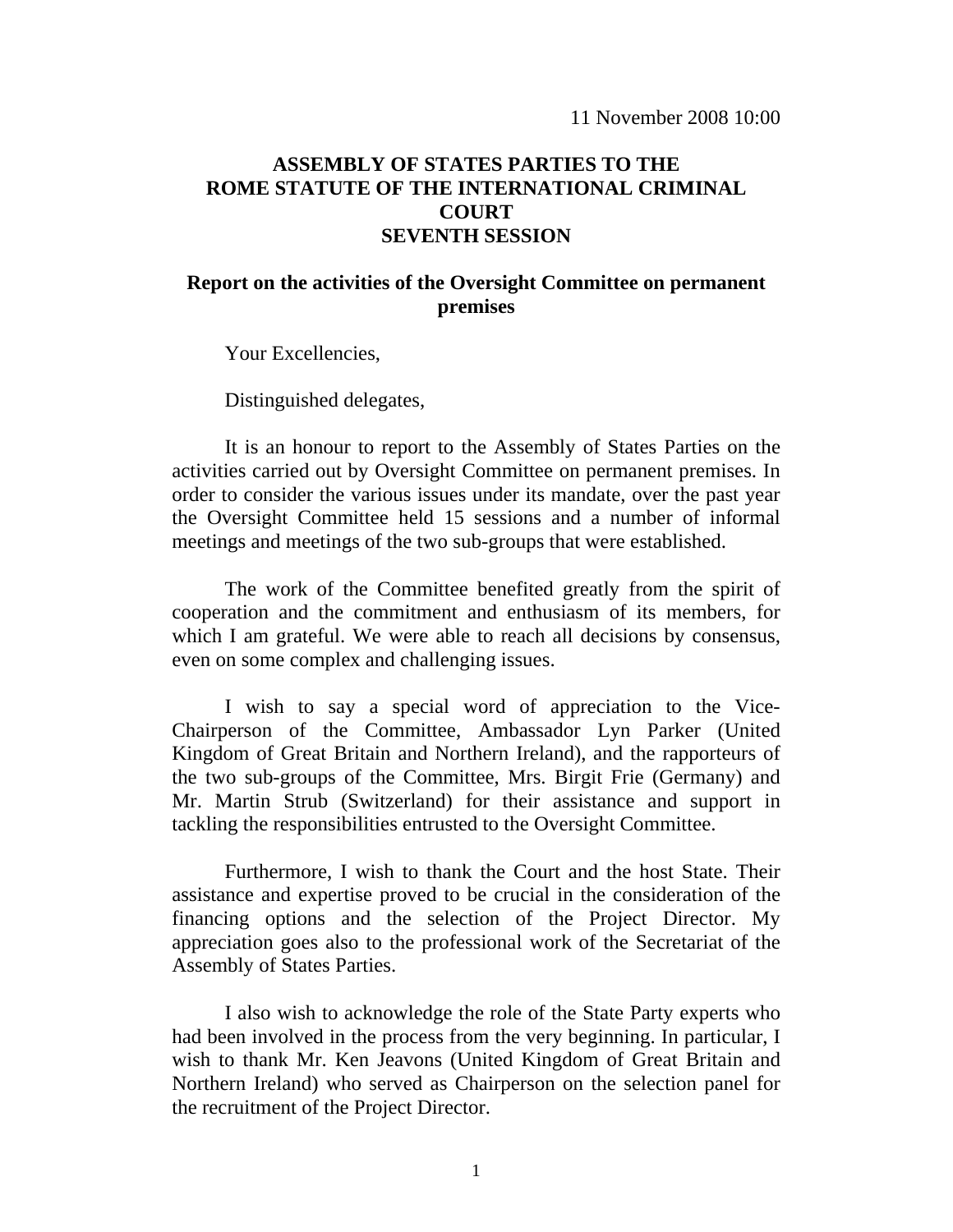11 November 2008 10:00

**ASSEMBLY OF STATES PARTIES TO THE ROME STATUTE OF THE INTERNATIONAL CRIMINAL COURT SEVENTH SESSION**

**Report on the activities of the Oversight Committee on permanent premises**

Your Excellencies,

Distinguished delegates,

It is an honour to report to the Assembly of States Parties on the activities carried out by Oversight Committee on permanent premises. In order to consider the various issues under its mandate, over the past year the Oversight Committee held 15 sessions and a number of informal meetings and meetings of the two sub-groups that were established.

The work of the Committee benefited greatly from the spirit of cooperation and the commitment and enthusiasm of its members, for which I am grateful. We were able to reach all decisions by consensus, even on some complex and challenging issues.

I wish to say a special word of appreciation to the Vice-Chairperson of the Committee, Ambassador Lyn Parker (United Kingdom of Great Britain and Northern Ireland), and the rapporteurs of the two sub-groups of the Committee, Mrs. Birgit Frie (Germany) and Mr. Martin Strub (Switzerland) for their assistance and support in tackling the responsibilities entrusted to the Oversight Committee.

Furthermore, I wish to thank the Court and the host State. Their assistance and expertise proved to be crucial in the consideration of the financing options and the selection of the Project Director. My appreciation goes also to the professional work of the Secretariat of the Assembly of States Parties.

I also wish to acknowledge the role of the State Party experts who had been involved in the process from the very beginning. In particular, I wish to thank Mr. Ken Jeavons (United Kingdom of Great Britain and Northern Ireland) who served as Chairperson on the selection panel for the recruitment of the Project Director.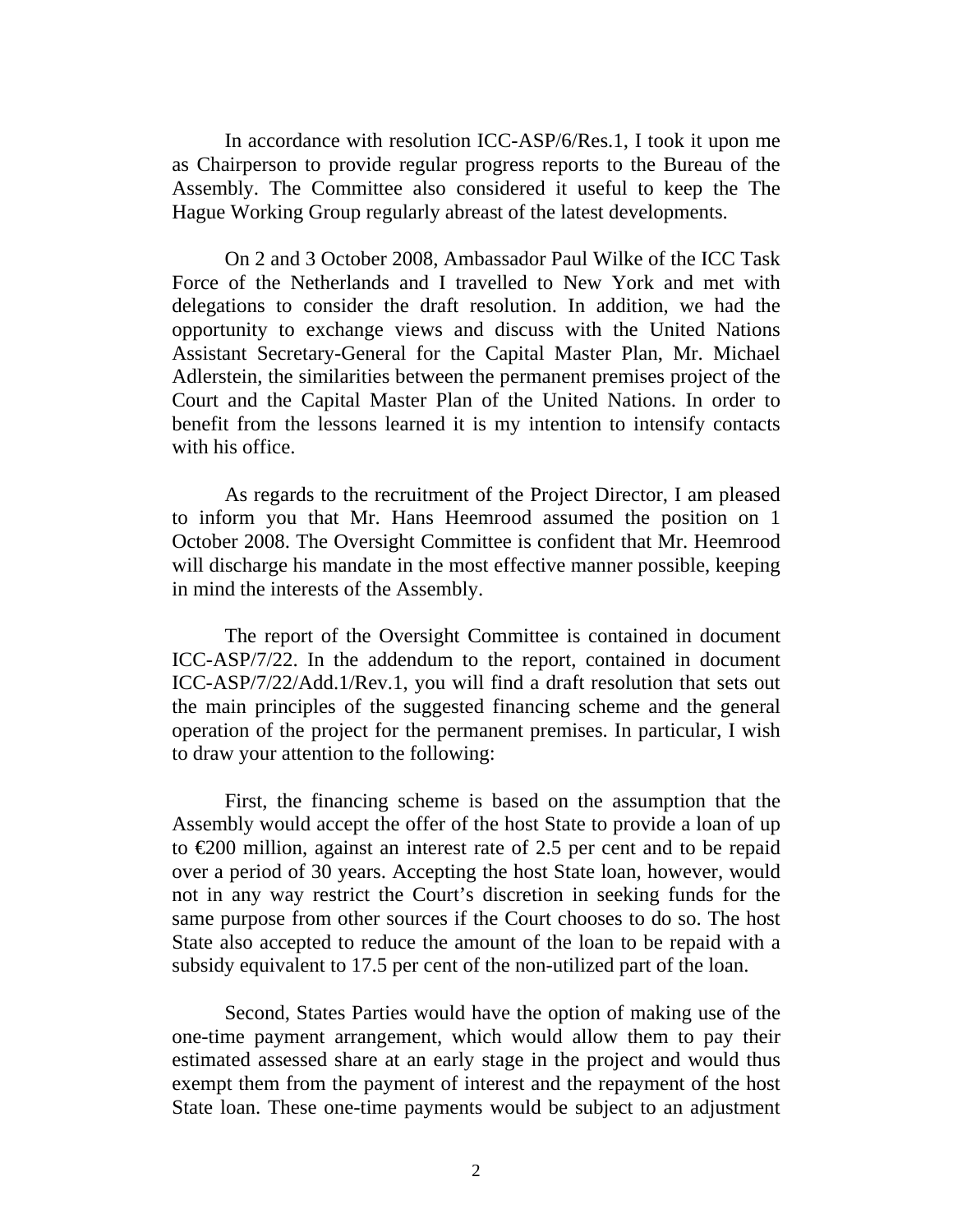In accordance with resolution ICC-ASP/6/Res.1, I took it upon me as Chairperson to provide regular progress reports to the Bureau of the Assembly. The Committee also considered it useful to keep the The Hague Working Group regularly abreast of the latest developments.

On 2 and 3 October 2008, Ambassador Paul Wilke of the ICC Task Force of the Netherlands and I travelled to New York and met with delegations to consider the draft resolution. In addition, we had the opportunity to exchange views and discuss with the United Nations Assistant Secretary-General for the Capital Master Plan, Mr. Michael Adlerstein, the similarities between the permanent premises project of the Court and the Capital Master Plan of the United Nations. In order to benefit from the lessons learned it is my intention to intensify contacts with his office.

As regards to the recruitment of the Project Director, I am pleased to inform you that Mr. Hans Heemrood assumed the position on 1 October 2008. The Oversight Committee is confident that Mr. Heemrood will discharge his mandate in the most effective manner possible, keeping in mind the interests of the Assembly.

The report of the Oversight Committee is contained in document ICC-ASP/7/22. In the addendum to the report, contained in document ICC-ASP/7/22/Add.1/Rev.1, you will find a draft resolution that sets out the main principles of the suggested financing scheme and the general operation of the project for the permanent premises. In particular, I wish to draw your attention to the following:

First, the financing scheme is based on the assumption that the Assembly would accept the offer of the host State to provide a loan of up to €200 million, against an interest rate of 2.5 per cent and to be repaid over a period of 30 years. Accepting the host State loan, however, would not in any way restrict the Court's discretion in seeking funds for the same purpose from other sources if the Court chooses to do so. The host State also accepted to reduce the amount of the loan to be repaid with a subsidy equivalent to 17.5 per cent of the non-utilized part of the loan.

Second, States Parties would have the option of making use of the one-time payment arrangement, which would allow them to pay their estimated assessed share at an early stage in the project and would thus exempt them from the payment of interest and the repayment of the host State loan. These one-time payments would be subject to an adjustment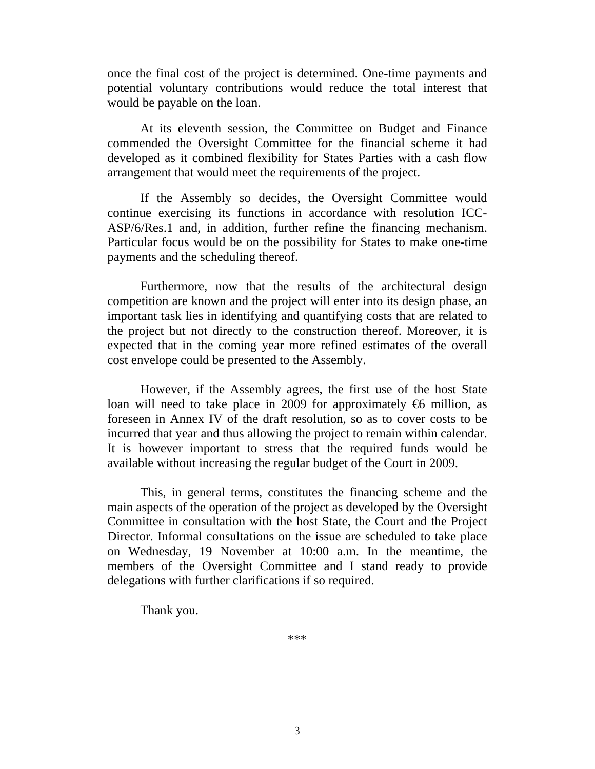once the final cost of the project is determined. One-time payments and potential voluntary contributions would reduce the total interest that would be payable on the loan.

At its eleventh session, the Committee on Budget and Finance commended the Oversight Committee for the financial scheme it had developed as it combined flexibility for States Parties with a cash flow arrangement that would meet the requirements of the project.

If the Assembly so decides, the Oversight Committee would continue exercising its functions in accordance with resolution ICC-ASP/6/Res.1 and, in addition, further refine the financing mechanism. Particular focus would be on the possibility for States to make one-time payments and the scheduling thereof.

Furthermore, now that the results of the architectural design competition are known and the project will enter into its design phase, an important task lies in identifying and quantifying costs that are related to the project but not directly to the construction thereof. Moreover, it is expected that in the coming year more refined estimates of the overall cost envelope could be presented to the Assembly.

However, if the Assembly agrees, the first use of the host State loan will need to take place in 2009 for approximately €6 million, as foreseen in Annex IV of the draft resolution, so as to cover costs to be incurred that year and thus allowing the project to remain within calendar. It is however important to stress that the required funds would be available without increasing the regular budget of the Court in 2009.

This, in general terms, constitutes the financing scheme and the main aspects of the operation of the project as developed by the Oversight Committee in consultation with the host State, the Court and the Project Director. Informal consultations on the issue are scheduled to take place on Wednesday, 19 November at 10:00 a.m. In the meantime, the members of the Oversight Committee and I stand ready to provide delegations with further clarifications if so required.

Thank you.

***